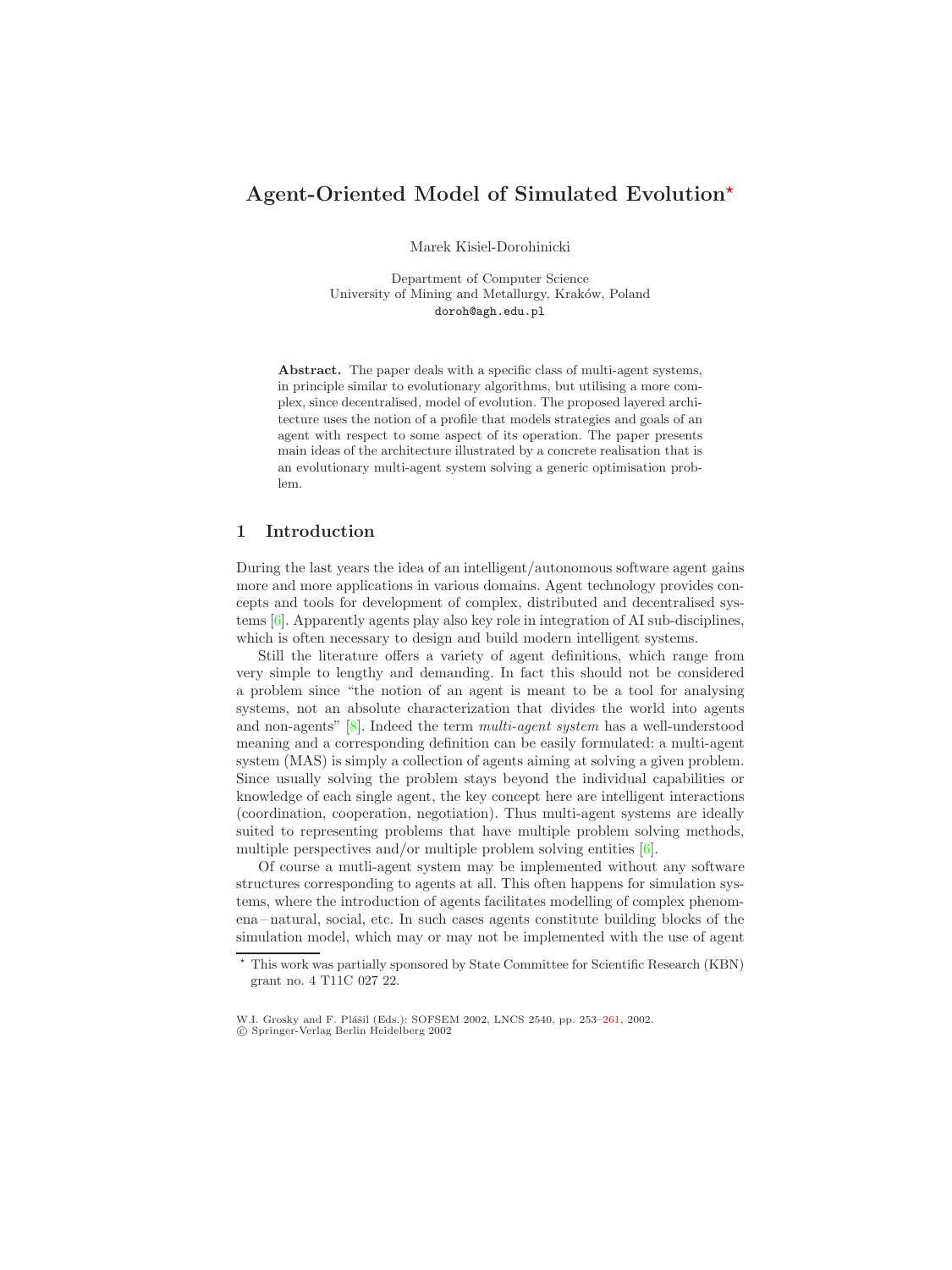# Agent-Oriented Model of Simulated Evolution*

Marek Kisiel-Dorohinicki

Department of Computer Science
University of Mining and Metallurgy, Kraków, Poland
doroh@agh.edu.pl

**Abstract.** The paper deals with a specific class of multi-agent systems, in principle similar to evolutionary algorithms, but utilising a more complex, since decentralised, model of evolution. The proposed layered architecture uses the notion of a profile that models strategies and goals of an agent with respect to some aspect of its operation. The paper presents main ideas of the architecture illustrated by a concrete realisation that is an evolutionary multi-agent system solving a generic optimisation problem.

## 1 Introduction

During the last years the idea of an intelligent/autonomous software agent gains more and more applications in various domains. Agent technology provides concepts and tools for development of complex, distributed and decentralised systems [6]. Apparently agents play also key role in integration of AI sub-disciplines, which is often necessary to design and build modern intelligent systems.

Still the literature offers a variety of agent definitions, which range from very simple to lengthy and demanding. In fact this should not be considered a problem since "the notion of an agent is meant to be a tool for analysing systems, not an absolute characterization that divides the world into agents and non-agents" [8]. Indeed the term *multi-agent system* has a well-understood meaning and a corresponding definition can be easily formulated: a multi-agent system (MAS) is simply a collection of agents aiming at solving a given problem. Since usually solving the problem stays beyond the individual capabilities or knowledge of each single agent, the key concept here are intelligent interactions (coordination, cooperation, negotiation). Thus multi-agent systems are ideally suited to representing problems that have multiple problem solving methods, multiple perspectives and/or multiple problem solving entities [6].

Of course a mutli-agent system may be implemented without any software structures corresponding to agents at all. This often happens for simulation systems, where the introduction of agents facilitates modelling of complex phenomena – natural, social, etc. In such cases agents constitute building blocks of the simulation model, which may or may not be implemented with the use of agent

* This work was partially sponsored by State Committee for Scientific Research (KBN) grant no. 4 T11C 027 22.

W.I. Grosky and F. Plášil (Eds.): SOFSEM 2002, LNCS 2540, pp. 253–261, 2002.
© Springer-Verlag Berlin Heidelberg 2002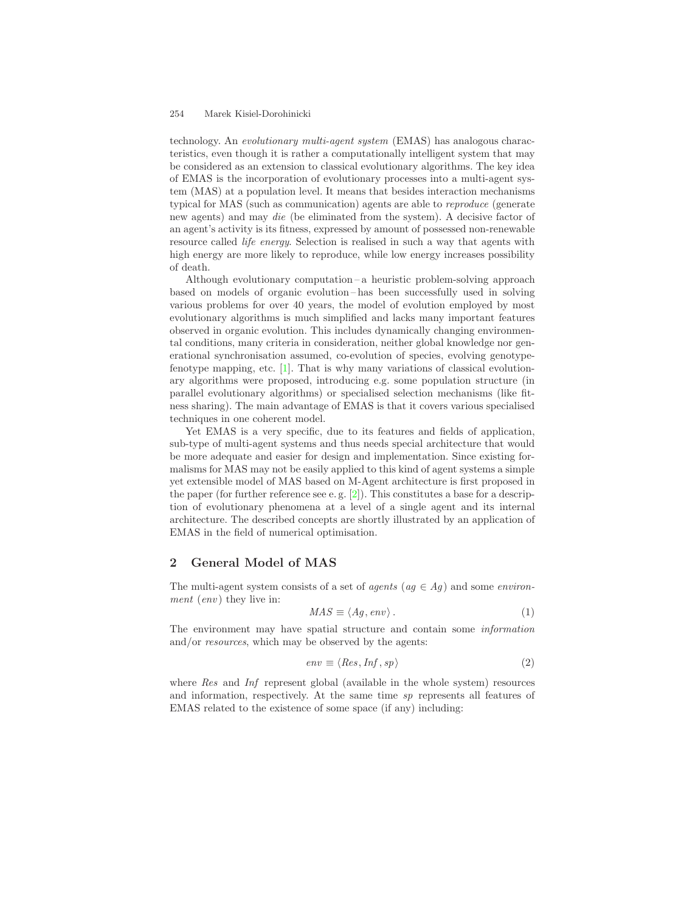technology. An *evolutionary multi-agent system* (EMAS) has analogous characteristics, even though it is rather a computationally intelligent system that may be considered as an extension to classical evolutionary algorithms. The key idea of EMAS is the incorporation of evolutionary processes into a multi-agent system (MAS) at a population level. It means that besides interaction mechanisms typical for MAS (such as communication) agents are able to *reproduce* (generate new agents) and may *die* (be eliminated from the system). A decisive factor of an agent's activity is its fitness, expressed by amount of possessed non-renewable resource called *life energy*. Selection is realised in such a way that agents with high energy are more likely to reproduce, while low energy increases possibility of death.

Although evolutionary computation – a heuristic problem-solving approach based on models of organic evolution – has been successfully used in solving various problems for over 40 years, the model of evolution employed by most evolutionary algorithms is much simplified and lacks many important features observed in organic evolution. This includes dynamically changing environmental conditions, many criteria in consideration, neither global knowledge nor generational synchronisation assumed, co-evolution of species, evolving genotype-fenotype mapping, etc. [1]. That is why many variations of classical evolutionary algorithms were proposed, introducing e.g. some population structure (in parallel evolutionary algorithms) or specialised selection mechanisms (like fitness sharing). The main advantage of EMAS is that it covers various specialised techniques in one coherent model.

Yet EMAS is a very specific, due to its features and fields of application, sub-type of multi-agent systems and thus needs special architecture that would be more adequate and easier for design and implementation. Since existing formalisms for MAS may not be easily applied to this kind of agent systems a simple yet extensible model of MAS based on M-Agent architecture is first proposed in the paper (for further reference see e. g. [2]). This constitutes a base for a description of evolutionary phenomena at a level of a single agent and its internal architecture. The described concepts are shortly illustrated by an application of EMAS in the field of numerical optimisation.

## 2 General Model of MAS

The multi-agent system consists of a set of *agents* ($ag \in Ag$) and some *environment* ($env$) they live in:

$$MAS \equiv \langle Ag, env \rangle . \tag{1}$$

The environment may have spatial structure and contain some *information* and/or *resources*, which may be observed by the agents:

$$env \equiv \langle Res, Inf, sp \rangle \tag{2}$$

where $Res$ and $Inf$ represent global (available in the whole system) resources and information, respectively. At the same time $sp$ represents all features of EMAS related to the existence of some space (if any) including: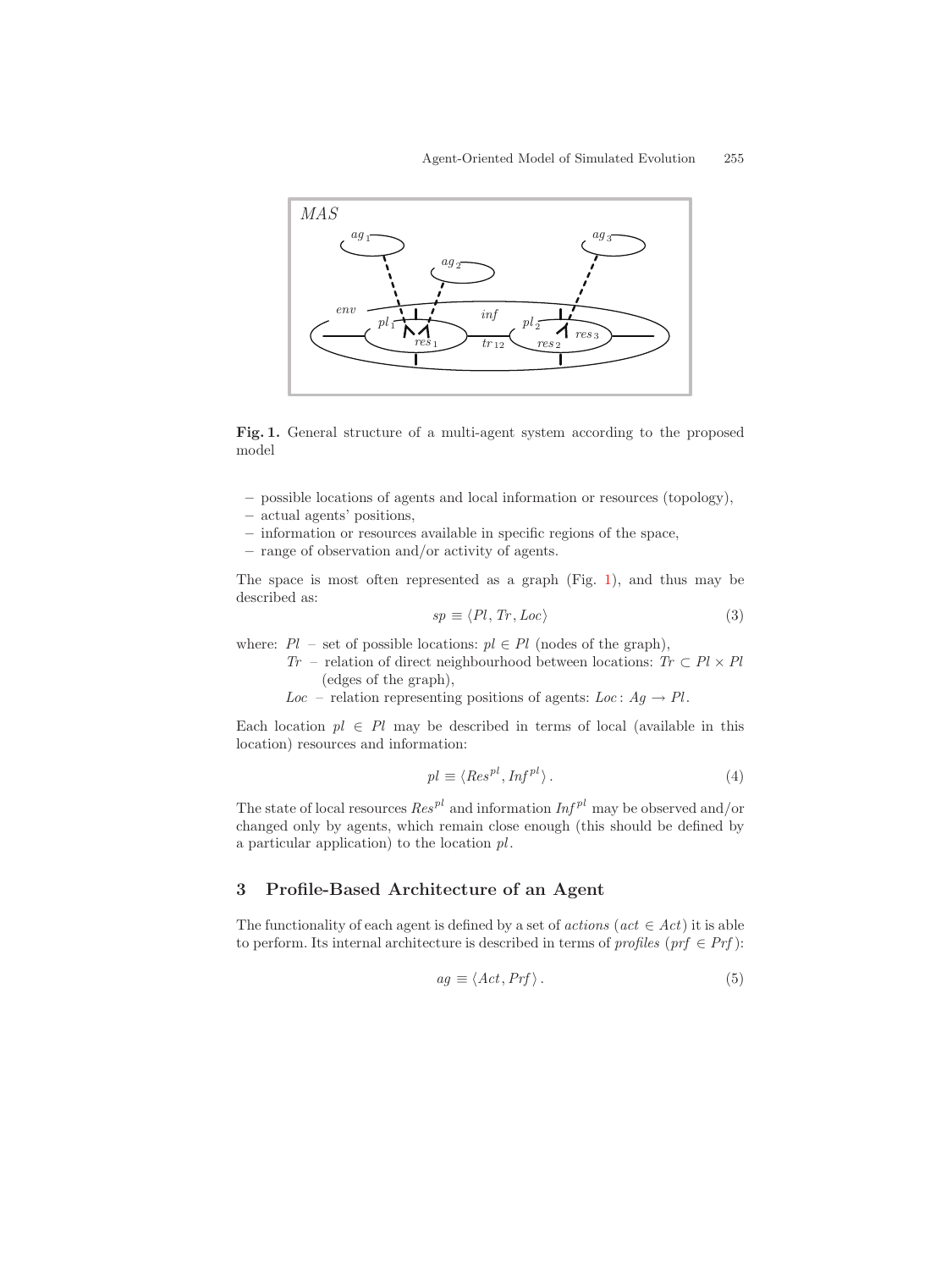**Fig. 1.** General structure of a multi-agent system according to the proposed model

- possible locations of agents and local information or resources (topology),
- actual agents' positions,
- information or resources available in specific regions of the space,
- range of observation and/or activity of agents.

The space is most often represented as a graph (Fig. 1), and thus may be described as:

$$sp \equiv \langle Pl, Tr, Loc \rangle \tag{3}$$

where: $Pl$ – set of possible locations: $pl \in Pl$ (nodes of the graph),
$Tr$ – relation of direct neighbourhood between locations: $Tr \subset Pl \times Pl$ (edges of the graph),
$Loc$ – relation representing positions of agents: $Loc : Ag \rightarrow Pl$.

Each location $pl \in Pl$ may be described in terms of local (available in this location) resources and information:

$$pl \equiv \langle Res^{pl}, Inf^{pl} \rangle . \tag{4}$$

The state of local resources $Res^{pl}$ and information $Inf^{pl}$ may be observed and/or changed only by agents, which remain close enough (this should be defined by a particular application) to the location $pl$.

## 3 Profile-Based Architecture of an Agent

The functionality of each agent is defined by a set of *actions* ($act \in Act$) it is able to perform. Its internal architecture is described in terms of *profiles* ($prf \in Prf$):

$$ag \equiv \langle Act, Prf \rangle . \tag{5}$$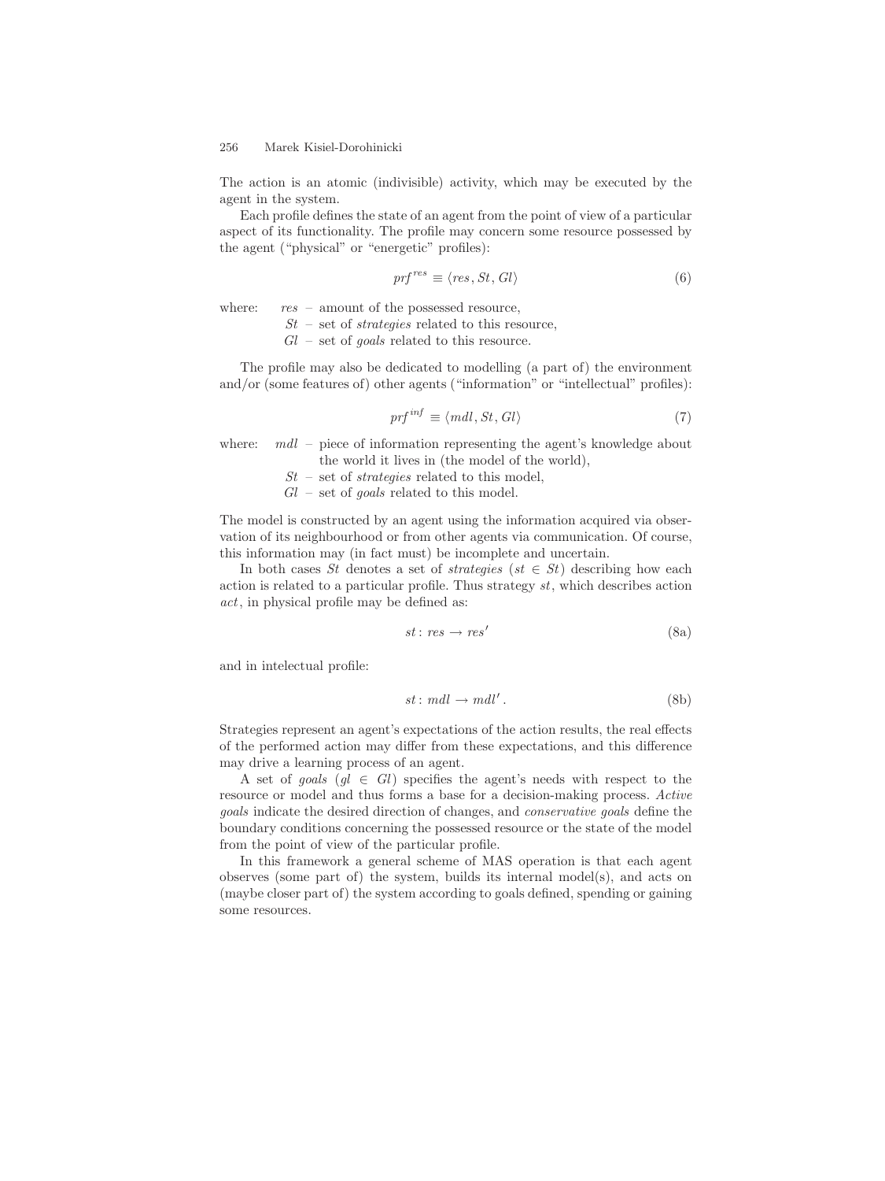The action is an atomic (indivisible) activity, which may be executed by the agent in the system.

Each profile defines the state of an agent from the point of view of a particular aspect of its functionality. The profile may concern some resource possessed by the agent ("physical" or "energetic" profiles):

$$prf^{res} \equiv \langle res, St, Gl \rangle \tag{6}$$

where: $res$ – amount of the possessed resource,
$St$ – set of *strategies* related to this resource,
$Gl$ – set of *goals* related to this resource.

The profile may also be dedicated to modelling (a part of) the environment and/or (some features of) other agents ("information" or "intellectual" profiles):

$$prf^{inf} \equiv \langle mdl, St, Gl \rangle \tag{7}$$

where: $mdl$ – piece of information representing the agent's knowledge about the world it lives in (the model of the world),
$St$ – set of *strategies* related to this model,
$Gl$ – set of *goals* related to this model.

The model is constructed by an agent using the information acquired via observation of its neighbourhood or from other agents via communication. Of course, this information may (in fact must) be incomplete and uncertain.

In both cases $St$ denotes a set of *strategies* ($st \in St$) describing how each action is related to a particular profile. Thus strategy $st$, which describes action $act$, in physical profile may be defined as:

$$st : res \rightarrow res' \tag{8a}$$

and in intelectual profile:

$$st : mdl \rightarrow mdl' . \tag{8b}$$

Strategies represent an agent's expectations of the action results, the real effects of the performed action may differ from these expectations, and this difference may drive a learning process of an agent.

A set of *goals* ($gl \in Gl$) specifies the agent's needs with respect to the resource or model and thus forms a base for a decision-making process. *Active goals* indicate the desired direction of changes, and *conservative goals* define the boundary conditions concerning the possessed resource or the state of the model from the point of view of the particular profile.

In this framework a general scheme of MAS operation is that each agent observes (some part of) the system, builds its internal model(s), and acts on (maybe closer part of) the system according to goals defined, spending or gaining some resources.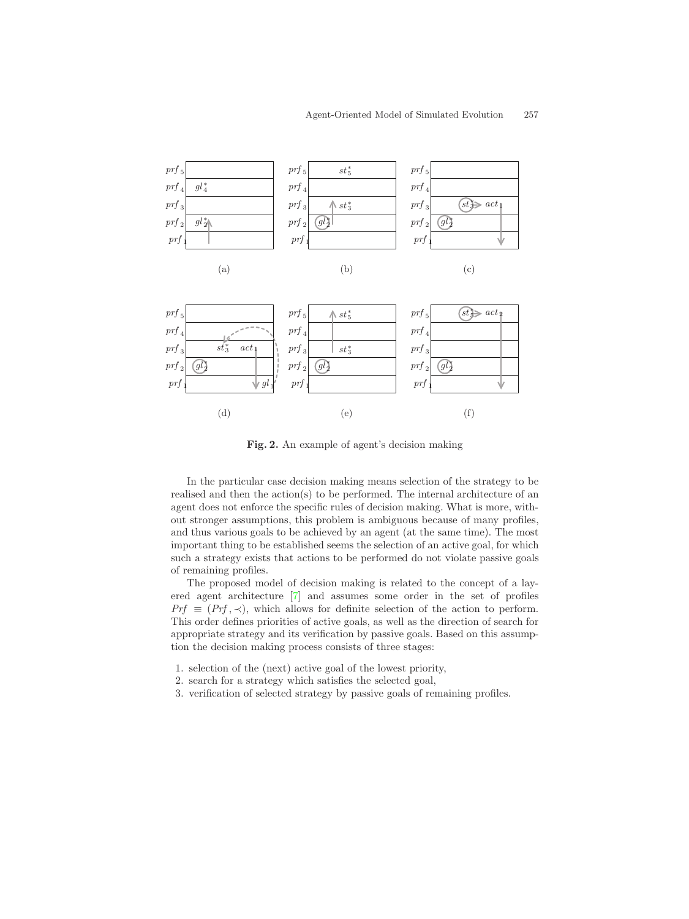**Fig. 2.** An example of agent's decision making

In the particular case decision making means selection of the strategy to be realised and then the action(s) to be performed. The internal architecture of an agent does not enforce the specific rules of decision making. What is more, without stronger assumptions, this problem is ambiguous because of many profiles, and thus various goals to be achieved by an agent (at the same time). The most important thing to be established seems the selection of an active goal, for which such a strategy exists that actions to be performed do not violate passive goals of remaining profiles.

The proposed model of decision making is related to the concept of a layered agent architecture [7] and assumes some order in the set of profiles $Prf \equiv (Prf, \prec)$, which allows for definite selection of the action to perform. This order defines priorities of active goals, as well as the direction of search for appropriate strategy and its verification by passive goals. Based on this assumption the decision making process consists of three stages:

1. selection of the (next) active goal of the lowest priority,
2. search for a strategy which satisfies the selected goal,
3. verification of selected strategy by passive goals of remaining profiles.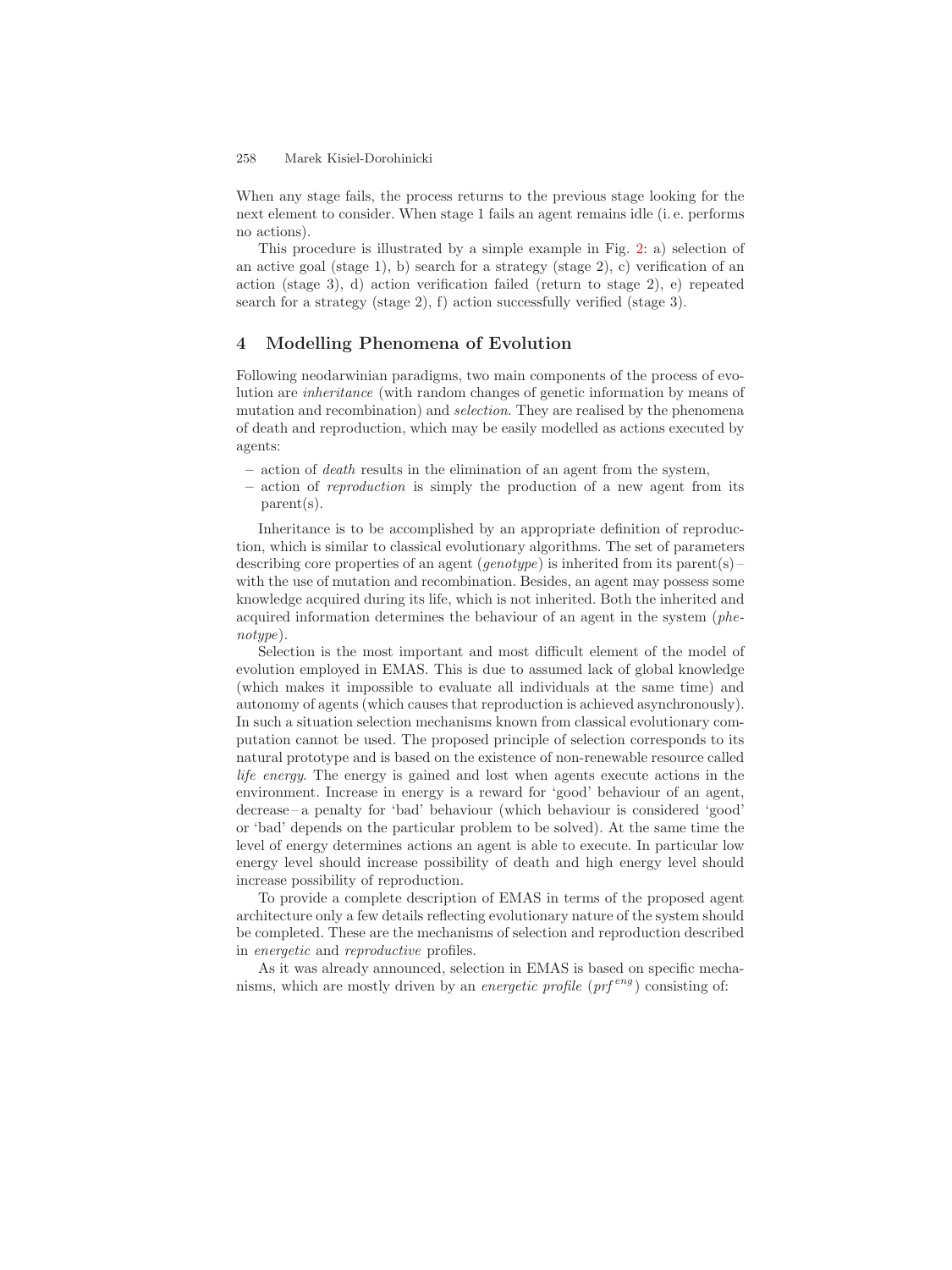When any stage fails, the process returns to the previous stage looking for the next element to consider. When stage 1 fails an agent remains idle (i. e. performs no actions).

This procedure is illustrated by a simple example in Fig. 2: a) selection of an active goal (stage 1), b) search for a strategy (stage 2), c) verification of an action (stage 3), d) action verification failed (return to stage 2), e) repeated search for a strategy (stage 2), f) action successfully verified (stage 3).

## 4 Modelling Phenomena of Evolution

Following neodarwinian paradigms, two main components of the process of evolution are *inheritance* (with random changes of genetic information by means of mutation and recombination) and *selection*. They are realised by the phenomena of death and reproduction, which may be easily modelled as actions executed by agents:

- action of *death* results in the elimination of an agent from the system,
- action of *reproduction* is simply the production of a new agent from its parent(s).

Inheritance is to be accomplished by an appropriate definition of reproduction, which is similar to classical evolutionary algorithms. The set of parameters describing core properties of an agent (*genotype*) is inherited from its parent(s) – with the use of mutation and recombination. Besides, an agent may possess some knowledge acquired during its life, which is not inherited. Both the inherited and acquired information determines the behaviour of an agent in the system (*phenotype*).

Selection is the most important and most difficult element of the model of evolution employed in EMAS. This is due to assumed lack of global knowledge (which makes it impossible to evaluate all individuals at the same time) and autonomy of agents (which causes that reproduction is achieved asynchronously). In such a situation selection mechanisms known from classical evolutionary computation cannot be used. The proposed principle of selection corresponds to its natural prototype and is based on the existence of non-renewable resource called *life energy*. The energy is gained and lost when agents execute actions in the environment. Increase in energy is a reward for 'good' behaviour of an agent, decrease – a penalty for 'bad' behaviour (which behaviour is considered 'good' or 'bad' depends on the particular problem to be solved). At the same time the level of energy determines actions an agent is able to execute. In particular low energy level should increase possibility of death and high energy level should increase possibility of reproduction.

To provide a complete description of EMAS in terms of the proposed agent architecture only a few details reflecting evolutionary nature of the system should be completed. These are the mechanisms of selection and reproduction described in *energetic* and *reproductive* profiles.

As it was already announced, selection in EMAS is based on specific mechanisms, which are mostly driven by an *energetic profile* ($prf^{eng}$) consisting of: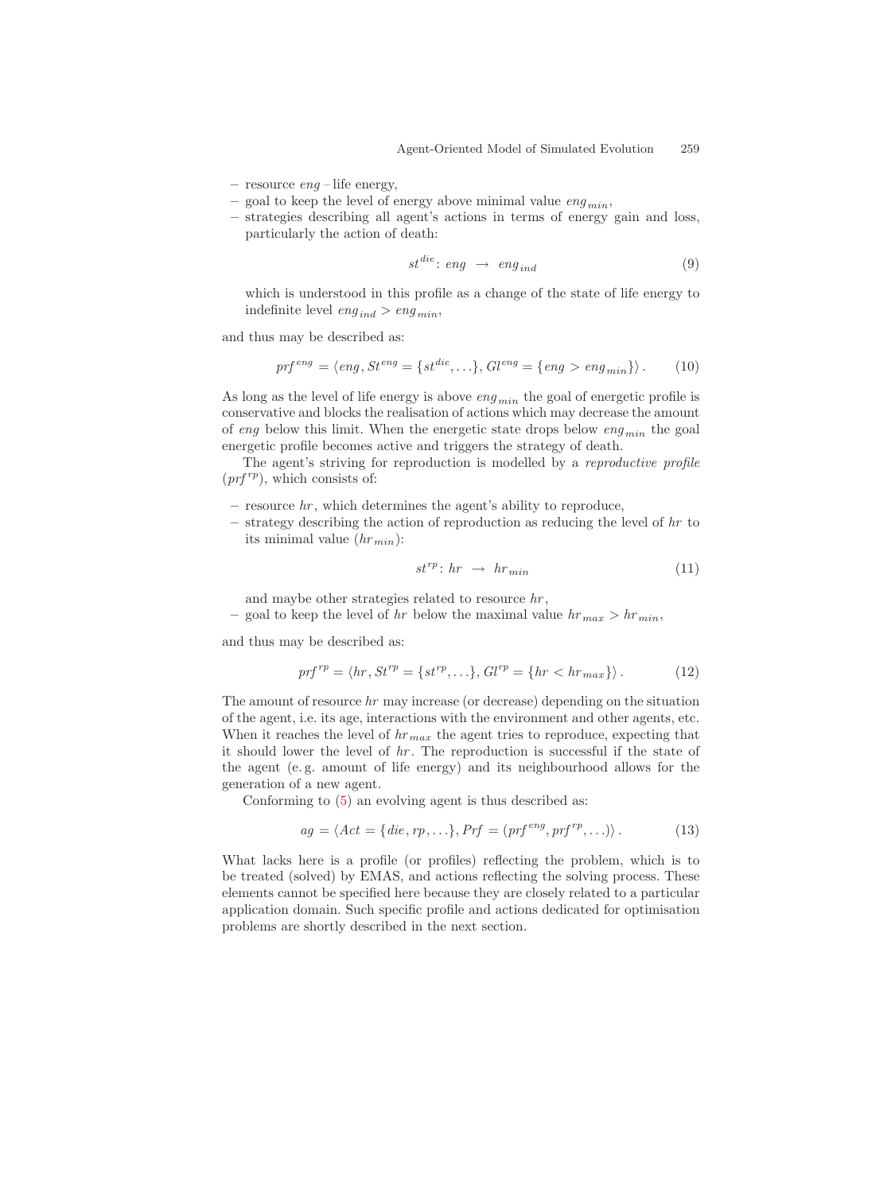- resource $eng$ – life energy,
- goal to keep the level of energy above minimal value $eng_{min}$,
- strategies describing all agent's actions in terms of energy gain and loss, particularly the action of death:

$$st^{die}\colon\ eng\ \rightarrow\ eng_{ind} \tag{9}$$

  which is understood in this profile as a change of the state of life energy to indefinite level $eng_{ind} > eng_{min}$,

and thus may be described as:

$$prf^{eng} = \langle eng, St^{eng} = \{st^{die}, \ldots\}, Gl^{eng} = \{eng > eng_{min}\}\rangle\,. \tag{10}$$

As long as the level of life energy is above $eng_{min}$ the goal of energetic profile is conservative and blocks the realisation of actions which may decrease the amount of $eng$ below this limit. When the energetic state drops below $eng_{min}$ the goal energetic profile becomes active and triggers the strategy of death.

The agent's striving for reproduction is modelled by a *reproductive profile* ($prf^{rp}$), which consists of:

- resource $hr$, which determines the agent's ability to reproduce,
- strategy describing the action of reproduction as reducing the level of $hr$ to its minimal value ($hr_{min}$):

$$st^{rp}\colon\ hr\ \rightarrow\ hr_{min} \tag{11}$$

  and maybe other strategies related to resource $hr$,
- goal to keep the level of $hr$ below the maximal value $hr_{max} > hr_{min}$,

and thus may be described as:

$$prf^{rp} = \langle hr, St^{rp} = \{st^{rp}, \ldots\}, Gl^{rp} = \{hr < hr_{max}\}\rangle\,. \tag{12}$$

The amount of resource $hr$ may increase (or decrease) depending on the situation of the agent, i.e. its age, interactions with the environment and other agents, etc. When it reaches the level of $hr_{max}$ the agent tries to reproduce, expecting that it should lower the level of $hr$. The reproduction is successful if the state of the agent (e. g. amount of life energy) and its neighbourhood allows for the generation of a new agent.

Conforming to (5) an evolving agent is thus described as:

$$ag = \langle Act = \{die, rp, \ldots\}, Prf = (prf^{eng}, prf^{rp}, \ldots)\rangle\,. \tag{13}$$

What lacks here is a profile (or profiles) reflecting the problem, which is to be treated (solved) by EMAS, and actions reflecting the solving process. These elements cannot be specified here because they are closely related to a particular application domain. Such specific profile and actions dedicated for optimisation problems are shortly described in the next section.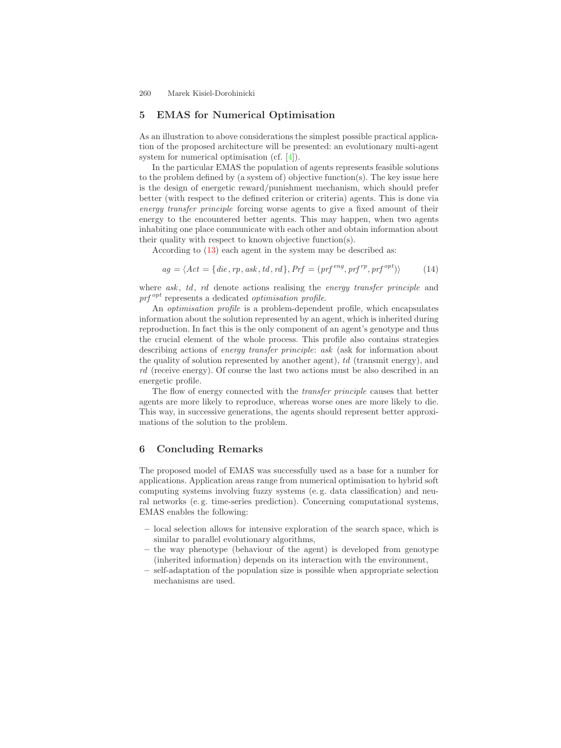## 5 EMAS for Numerical Optimisation

As an illustration to above considerations the simplest possible practical application of the proposed architecture will be presented: an evolutionary multi-agent system for numerical optimisation (cf. [4]).

In the particular EMAS the population of agents represents feasible solutions to the problem defined by (a system of) objective function(s). The key issue here is the design of energetic reward/punishment mechanism, which should prefer better (with respect to the defined criterion or criteria) agents. This is done via *energy transfer principle* forcing worse agents to give a fixed amount of their energy to the encountered better agents. This may happen, when two agents inhabiting one place communicate with each other and obtain information about their quality with respect to known objective function(s).

According to (13) each agent in the system may be described as:

$$ag = \langle Act = \{die, rp, ask, td, rd\}, Prf = (prf^{eng}, prf^{rp}, prf^{opt})\rangle \tag{14}$$

where *ask*, *td*, *rd* denote actions realising the *energy transfer principle* and $prf^{opt}$ represents a dedicated *optimisation profile*.

An *optimisation profile* is a problem-dependent profile, which encapsulates information about the solution represented by an agent, which is inherited during reproduction. In fact this is the only component of an agent's genotype and thus the crucial element of the whole process. This profile also contains strategies describing actions of *energy transfer principle*: *ask* (ask for information about the quality of solution represented by another agent), *td* (transmit energy), and *rd* (receive energy). Of course the last two actions must be also described in an energetic profile.

The flow of energy connected with the *transfer principle* causes that better agents are more likely to reproduce, whereas worse ones are more likely to die. This way, in successive generations, the agents should represent better approximations of the solution to the problem.

## 6 Concluding Remarks

The proposed model of EMAS was successfully used as a base for a number for applications. Application areas range from numerical optimisation to hybrid soft computing systems involving fuzzy systems (e. g. data classification) and neural networks (e. g. time-series prediction). Concerning computational systems, EMAS enables the following:

- local selection allows for intensive exploration of the search space, which is similar to parallel evolutionary algorithms,
- the way phenotype (behaviour of the agent) is developed from genotype (inherited information) depends on its interaction with the environment,
- self-adaptation of the population size is possible when appropriate selection mechanisms are used.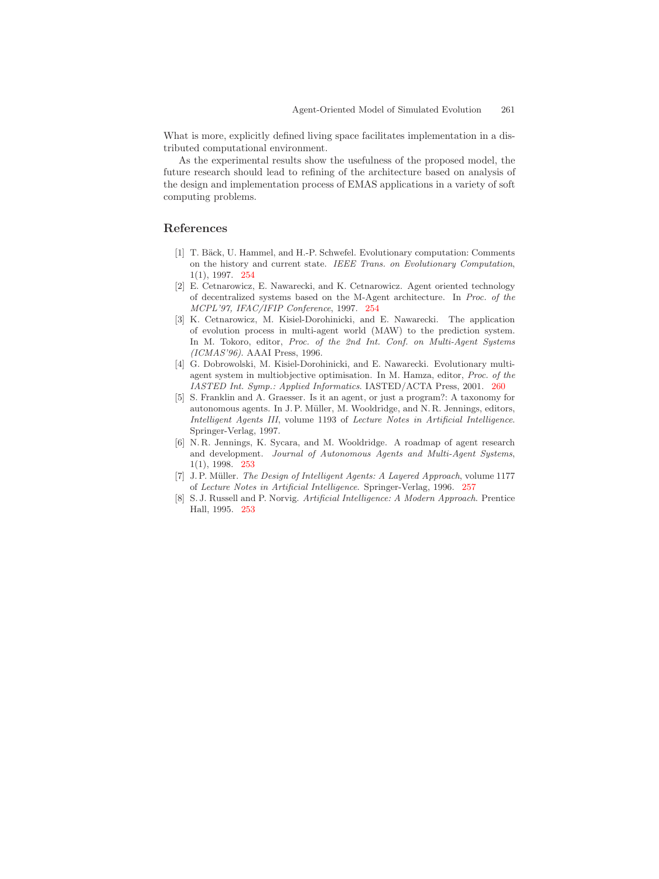What is more, explicitly defined living space facilitates implementation in a distributed computational environment.

As the experimental results show the usefulness of the proposed model, the future research should lead to refining of the architecture based on analysis of the design and implementation process of EMAS applications in a variety of soft computing problems.

## References

[1] T. Bäck, U. Hammel, and H.-P. Schwefel. Evolutionary computation: Comments on the history and current state. *IEEE Trans. on Evolutionary Computation*, 1(1), 1997. 254

[2] E. Cetnarowicz, E. Nawarecki, and K. Cetnarowicz. Agent oriented technology of decentralized systems based on the M-Agent architecture. In *Proc. of the MCPL'97, IFAC/IFIP Conference*, 1997. 254

[3] K. Cetnarowicz, M. Kisiel-Dorohinicki, and E. Nawarecki. The application of evolution process in multi-agent world (MAW) to the prediction system. In M. Tokoro, editor, *Proc. of the 2nd Int. Conf. on Multi-Agent Systems (ICMAS'96).* AAAI Press, 1996.

[4] G. Dobrowolski, M. Kisiel-Dorohinicki, and E. Nawarecki. Evolutionary multi-agent system in multiobjective optimisation. In M. Hamza, editor, *Proc. of the IASTED Int. Symp.: Applied Informatics*. IASTED/ACTA Press, 2001. 260

[5] S. Franklin and A. Graesser. Is it an agent, or just a program?: A taxonomy for autonomous agents. In J. P. Müller, M. Wooldridge, and N. R. Jennings, editors, *Intelligent Agents III*, volume 1193 of *Lecture Notes in Artificial Intelligence*. Springer-Verlag, 1997.

[6] N. R. Jennings, K. Sycara, and M. Wooldridge. A roadmap of agent research and development. *Journal of Autonomous Agents and Multi-Agent Systems*, 1(1), 1998. 253

[7] J. P. Müller. *The Design of Intelligent Agents: A Layered Approach*, volume 1177 of *Lecture Notes in Artificial Intelligence.* Springer-Verlag, 1996. 257

[8] S. J. Russell and P. Norvig. *Artificial Intelligence: A Modern Approach*. Prentice Hall, 1995. 253